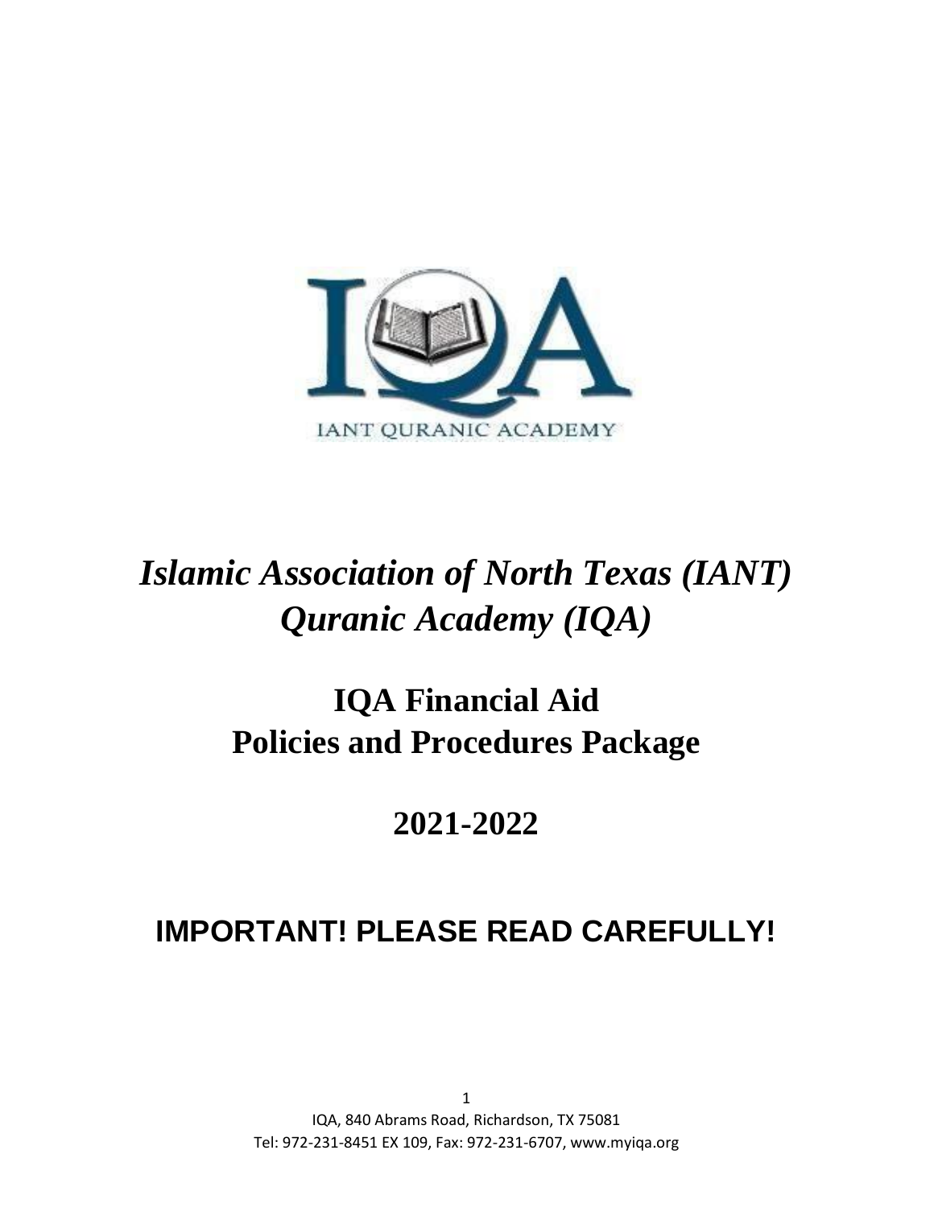IANT QURANIC ACADEMY

# *Islamic Association of North Texas (IANT) Quranic Academy (IQA)*

## IQA Financial Aid Policies and Procedures Package

## 2021-2022

## IMPORTANT! PLEASE READ CAREFULLY!

IQA, 840 Abrams Road, Richardson, TX 75081
Tel: 972-231-8451 EX 109, Fax: 972-231-6707, www.myiqa.org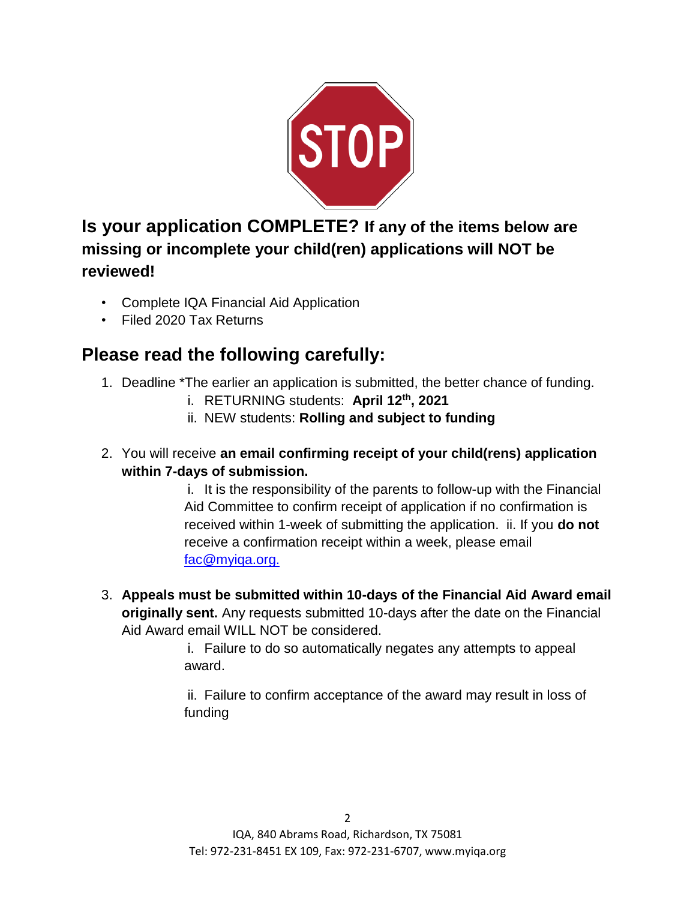STOP

**Is your application COMPLETE? If any of the items below are missing or incomplete your child(ren) applications will NOT be reviewed!**

- Complete IQA Financial Aid Application
- Filed 2020 Tax Returns

## Please read the following carefully:

1. Deadline *The earlier an application is submitted, the better chance of funding.
   i. RETURNING students: **April 12th, 2021**
   ii. NEW students: **Rolling and subject to funding**

2. You will receive **an email confirming receipt of your child(rens) application within 7-days of submission.**
   i. It is the responsibility of the parents to follow-up with the Financial Aid Committee to confirm receipt of application if no confirmation is received within 1-week of submitting the application. ii. If you **do not** receive a confirmation receipt within a week, please email fac@myiqa.org.

3. **Appeals must be submitted within 10-days of the Financial Aid Award email originally sent.** Any requests submitted 10-days after the date on the Financial Aid Award email WILL NOT be considered.
   i. Failure to do so automatically negates any attempts to appeal award.

   ii. Failure to confirm acceptance of the award may result in loss of funding

IQA, 840 Abrams Road, Richardson, TX 75081
Tel: 972-231-8451 EX 109, Fax: 972-231-6707, www.myiqa.org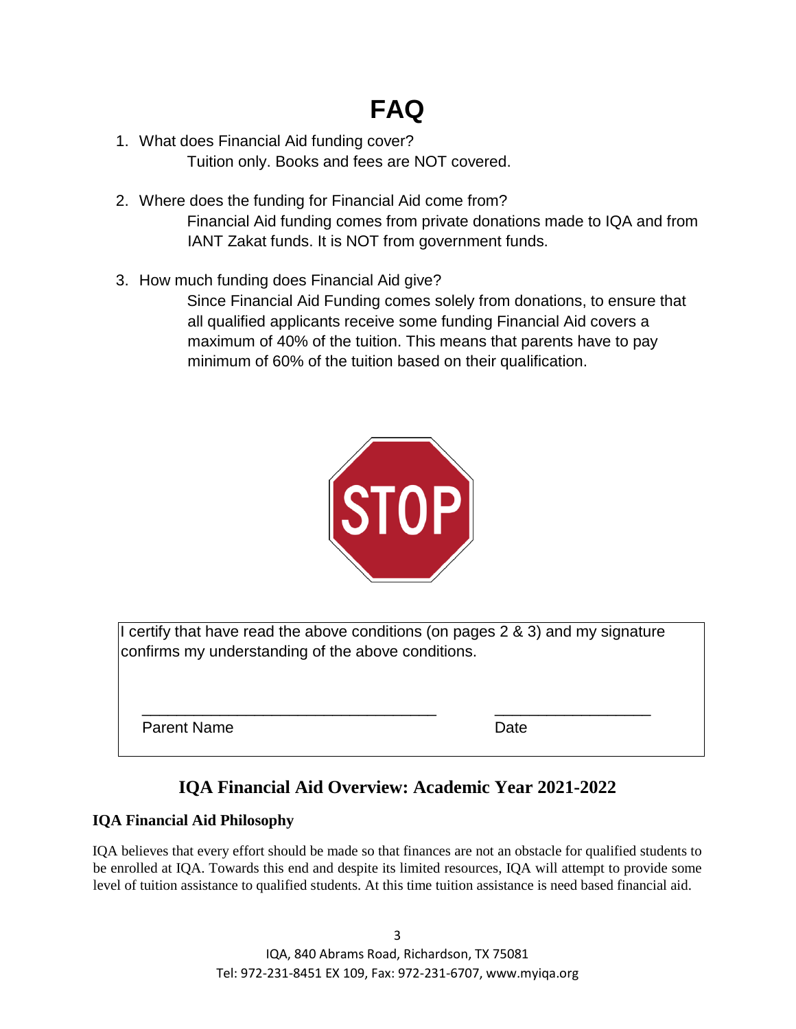# FAQ

1. What does Financial Aid funding cover?
   Tuition only. Books and fees are NOT covered.

2. Where does the funding for Financial Aid come from?
   Financial Aid funding comes from private donations made to IQA and from IANT Zakat funds. It is NOT from government funds.

3. How much funding does Financial Aid give?
   Since Financial Aid Funding comes solely from donations, to ensure that all qualified applicants receive some funding Financial Aid covers a maximum of 40% of the tuition. This means that parents have to pay minimum of 60% of the tuition based on their qualification.

STOP

I certify that have read the above conditions (on pages 2 & 3) and my signature confirms my understanding of the above conditions.

___________________________________ ___________________

Parent Name Date

## IQA Financial Aid Overview: Academic Year 2021-2022

### IQA Financial Aid Philosophy

IQA believes that every effort should be made so that finances are not an obstacle for qualified students to be enrolled at IQA. Towards this end and despite its limited resources, IQA will attempt to provide some level of tuition assistance to qualified students. At this time tuition assistance is need based financial aid.

IQA, 840 Abrams Road, Richardson, TX 75081
Tel: 972-231-8451 EX 109, Fax: 972-231-6707, www.myiqa.org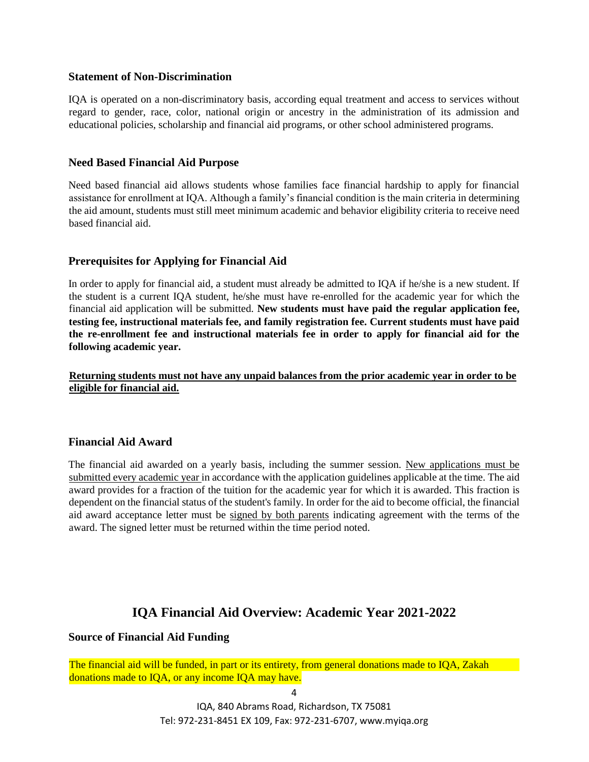### Statement of Non-Discrimination

IQA is operated on a non-discriminatory basis, according equal treatment and access to services without regard to gender, race, color, national origin or ancestry in the administration of its admission and educational policies, scholarship and financial aid programs, or other school administered programs.

### Need Based Financial Aid Purpose

Need based financial aid allows students whose families face financial hardship to apply for financial assistance for enrollment at IQA. Although a family's financial condition is the main criteria in determining the aid amount, students must still meet minimum academic and behavior eligibility criteria to receive need based financial aid.

### Prerequisites for Applying for Financial Aid

In order to apply for financial aid, a student must already be admitted to IQA if he/she is a new student. If the student is a current IQA student, he/she must have re-enrolled for the academic year for which the financial aid application will be submitted. **New students must have paid the regular application fee, testing fee, instructional materials fee, and family registration fee. Current students must have paid the re-enrollment fee and instructional materials fee in order to apply for financial aid for the following academic year.**

**Returning students must not have any unpaid balances from the prior academic year in order to be eligible for financial aid.**

### Financial Aid Award

The financial aid awarded on a yearly basis, including the summer session. New applications must be submitted every academic year in accordance with the application guidelines applicable at the time. The aid award provides for a fraction of the tuition for the academic year for which it is awarded. This fraction is dependent on the financial status of the student's family. In order for the aid to become official, the financial aid award acceptance letter must be signed by both parents indicating agreement with the terms of the award. The signed letter must be returned within the time period noted.

## IQA Financial Aid Overview: Academic Year 2021-2022

### Source of Financial Aid Funding

The financial aid will be funded, in part or its entirety, from general donations made to IQA, Zakah donations made to IQA, or any income IQA may have.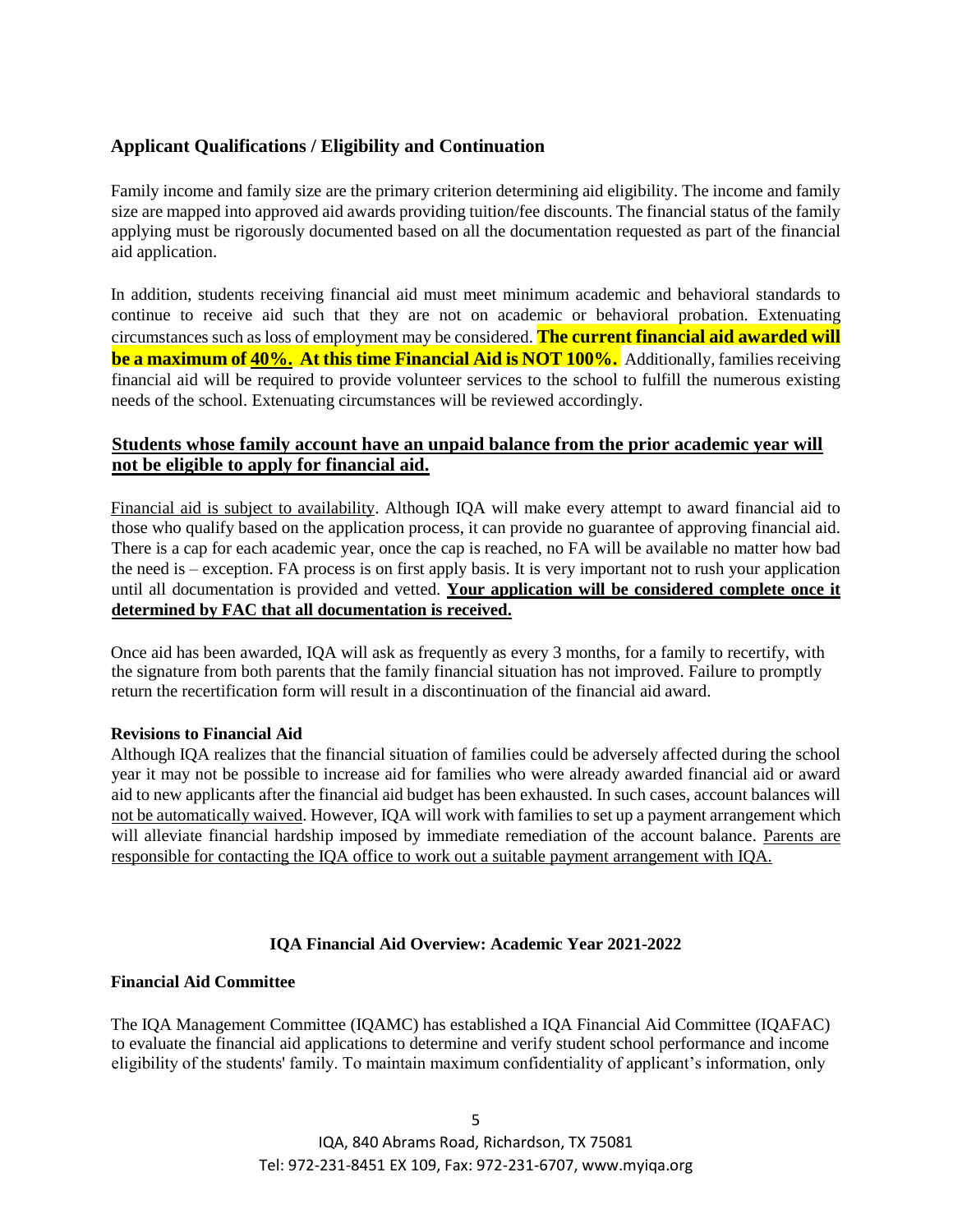## Applicant Qualifications / Eligibility and Continuation

Family income and family size are the primary criterion determining aid eligibility. The income and family size are mapped into approved aid awards providing tuition/fee discounts. The financial status of the family applying must be rigorously documented based on all the documentation requested as part of the financial aid application.

In addition, students receiving financial aid must meet minimum academic and behavioral standards to continue to receive aid such that they are not on academic or behavioral probation. Extenuating circumstances such as loss of employment may be considered. **The current financial aid awarded will be a maximum of <u>40%.</u> At this time Financial Aid is NOT 100%.** Additionally, families receiving financial aid will be required to provide volunteer services to the school to fulfill the numerous existing needs of the school. Extenuating circumstances will be reviewed accordingly.

**<u>Students whose family account have an unpaid balance from the prior academic year will not be eligible to apply for financial aid.</u>**

<u>Financial aid is subject to availability</u>. Although IQA will make every attempt to award financial aid to those who qualify based on the application process, it can provide no guarantee of approving financial aid. There is a cap for each academic year, once the cap is reached, no FA will be available no matter how bad the need is – exception. FA process is on first apply basis. It is very important not to rush your application until all documentation is provided and vetted. **<u>Your application will be considered complete once it determined by FAC that all documentation is received.</u>**

Once aid has been awarded, IQA will ask as frequently as every 3 months, for a family to recertify, with the signature from both parents that the family financial situation has not improved. Failure to promptly return the recertification form will result in a discontinuation of the financial aid award.

**Revisions to Financial Aid**

Although IQA realizes that the financial situation of families could be adversely affected during the school year it may not be possible to increase aid for families who were already awarded financial aid or award aid to new applicants after the financial aid budget has been exhausted. In such cases, account balances will <u>not be automatically waived</u>. However, IQA will work with families to set up a payment arrangement which will alleviate financial hardship imposed by immediate remediation of the account balance. <u>Parents are responsible for contacting the IQA office to work out a suitable payment arrangement with IQA.</u>

## IQA Financial Aid Overview: Academic Year 2021-2022

**Financial Aid Committee**

The IQA Management Committee (IQAMC) has established a IQA Financial Aid Committee (IQAFAC) to evaluate the financial aid applications to determine and verify student school performance and income eligibility of the students' family. To maintain maximum confidentiality of applicant's information, only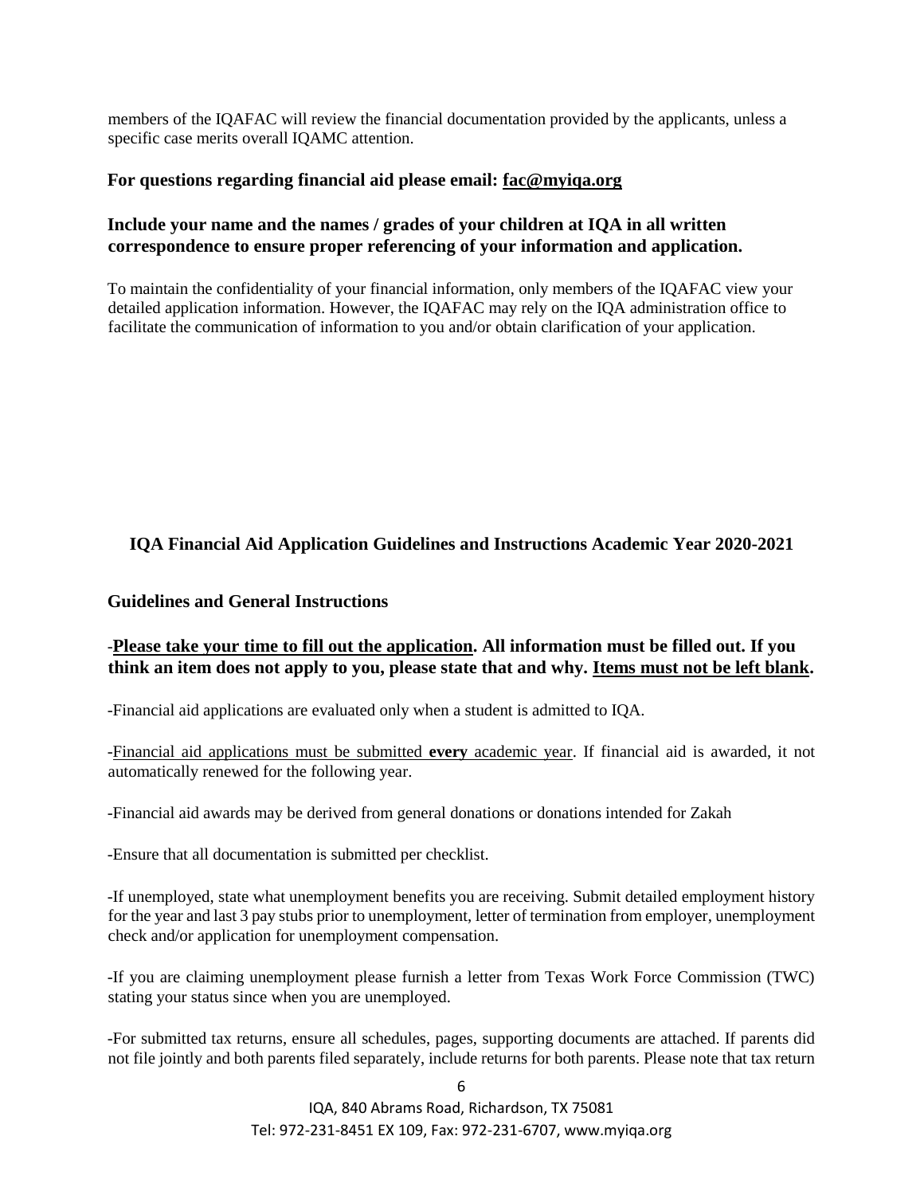members of the IQAFAC will review the financial documentation provided by the applicants, unless a specific case merits overall IQAMC attention.

**For questions regarding financial aid please email: fac@myiqa.org**

**Include your name and the names / grades of your children at IQA in all written correspondence to ensure proper referencing of your information and application.**

To maintain the confidentiality of your financial information, only members of the IQAFAC view your detailed application information. However, the IQAFAC may rely on the IQA administration office to facilitate the communication of information to you and/or obtain clarification of your application.

## IQA Financial Aid Application Guidelines and Instructions Academic Year 2020-2021

### Guidelines and General Instructions

-**Please take your time to fill out the application. All information must be filled out. If you think an item does not apply to you, please state that and why. Items must not be left blank.**

-Financial aid applications are evaluated only when a student is admitted to IQA.

-Financial aid applications must be submitted **every** academic year. If financial aid is awarded, it not automatically renewed for the following year.

-Financial aid awards may be derived from general donations or donations intended for Zakah

-Ensure that all documentation is submitted per checklist.

-If unemployed, state what unemployment benefits you are receiving. Submit detailed employment history for the year and last 3 pay stubs prior to unemployment, letter of termination from employer, unemployment check and/or application for unemployment compensation.

-If you are claiming unemployment please furnish a letter from Texas Work Force Commission (TWC) stating your status since when you are unemployed.

-For submitted tax returns, ensure all schedules, pages, supporting documents are attached. If parents did not file jointly and both parents filed separately, include returns for both parents. Please note that tax return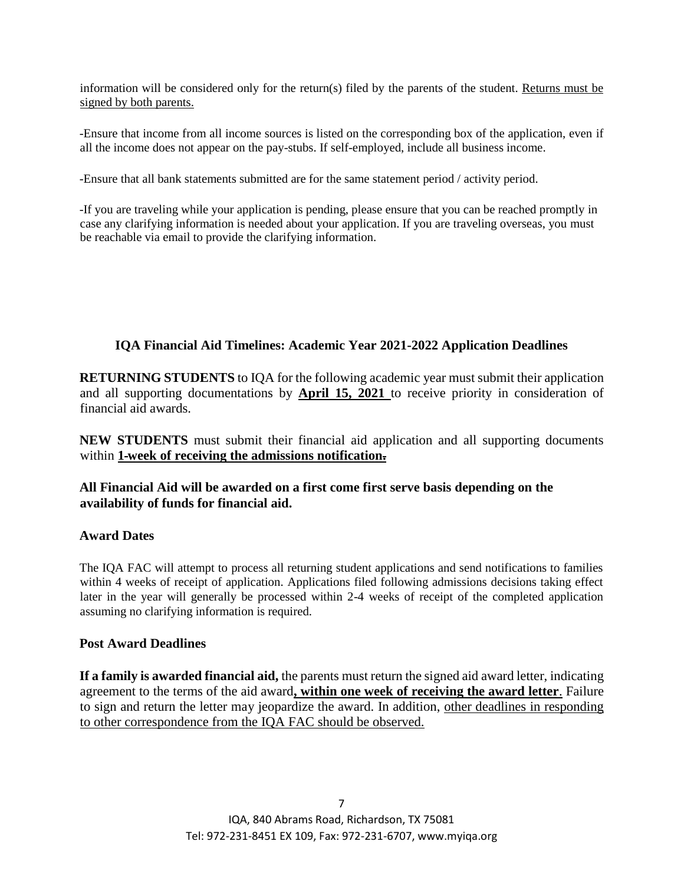information will be considered only for the return(s) filed by the parents of the student. Returns must be signed by both parents.

-Ensure that income from all income sources is listed on the corresponding box of the application, even if all the income does not appear on the pay-stubs. If self-employed, include all business income.

-Ensure that all bank statements submitted are for the same statement period / activity period.

-If you are traveling while your application is pending, please ensure that you can be reached promptly in case any clarifying information is needed about your application. If you are traveling overseas, you must be reachable via email to provide the clarifying information.

## IQA Financial Aid Timelines: Academic Year 2021-2022 Application Deadlines

**RETURNING STUDENTS** to IQA for the following academic year must submit their application and all supporting documentations by **April 15, 2021** to receive priority in consideration of financial aid awards.

**NEW STUDENTS** must submit their financial aid application and all supporting documents within **1-week of receiving the admissions notification.**

**All Financial Aid will be awarded on a first come first serve basis depending on the availability of funds for financial aid.**

### Award Dates

The IQA FAC will attempt to process all returning student applications and send notifications to families within 4 weeks of receipt of application. Applications filed following admissions decisions taking effect later in the year will generally be processed within 2-4 weeks of receipt of the completed application assuming no clarifying information is required.

### Post Award Deadlines

**If a family is awarded financial aid,** the parents must return the signed aid award letter, indicating agreement to the terms of the aid award**, within one week of receiving the award letter**. Failure to sign and return the letter may jeopardize the award. In addition, other deadlines in responding to other correspondence from the IQA FAC should be observed.

IQA, 840 Abrams Road, Richardson, TX 75081
Tel: 972-231-8451 EX 109, Fax: 972-231-6707, www.myiqa.org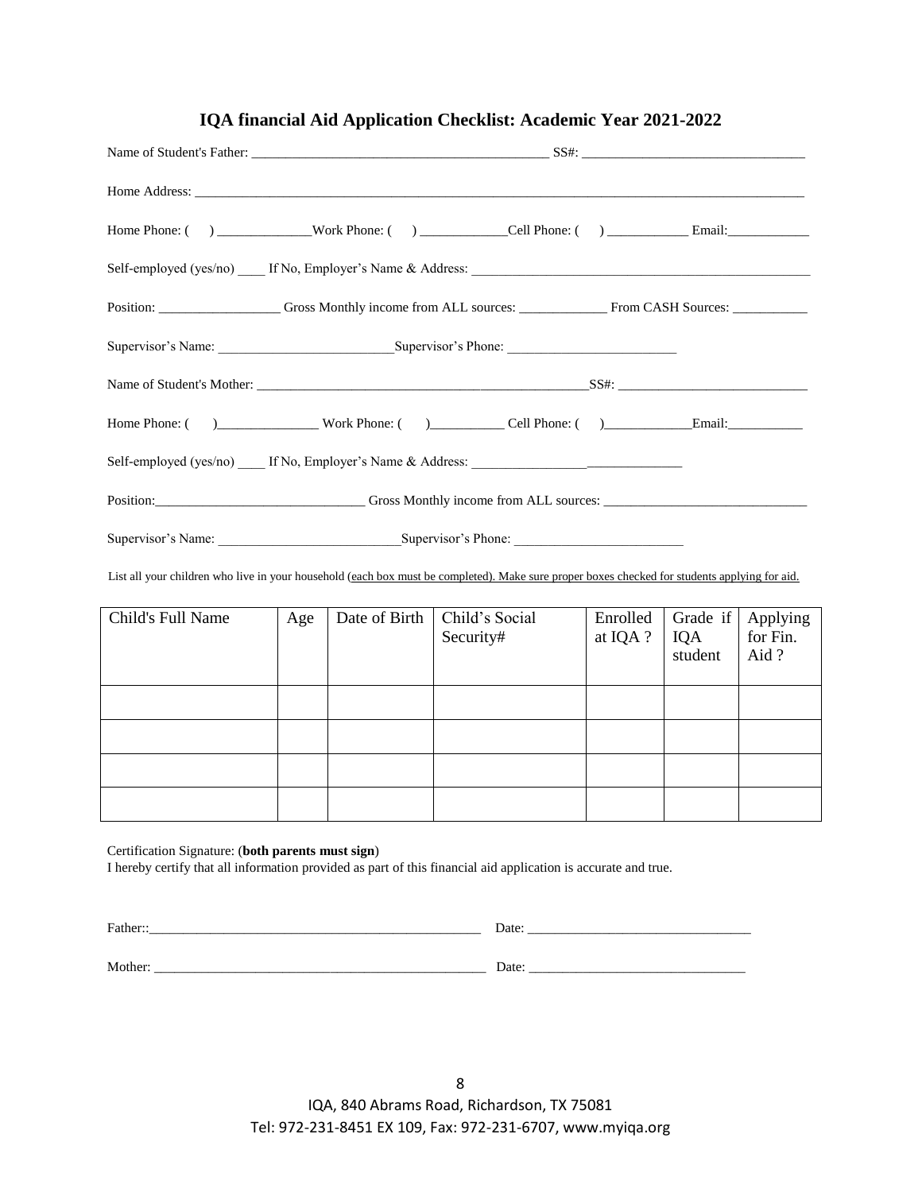## IQA financial Aid Application Checklist: Academic Year 2021-2022

Name of Student's Father: ____________________________________________ SS#: ________________________________

Home Address: ____________________________________________________________________________________________

Home Phone: ( ) ______________Work Phone: ( ) _____________Cell Phone: ( ) ____________ Email:____________

Self-employed (yes/no) ____ If No, Employer's Name & Address: ____________________________________________________

Position: __________________ Gross Monthly income from ALL sources: _____________ From CASH Sources: ___________

Supervisor's Name: __________________________Supervisor's Phone: _________________________

Name of Student's Mother: ___________________________________________________SS#: ____________________________

Home Phone: ( )_______________ Work Phone: ( )__________ Cell Phone: ( )_____________Email:___________

Self-employed (yes/no) ____ If No, Employer's Name & Address: _________________ ______________

Position:_______________________________ Gross Monthly income from ALL sources: ______________________________

Supervisor's Name: ___________________________Supervisor's Phone: _________________________

List all your children who live in your household (each box must be completed). Make sure proper boxes checked for students applying for aid.

| Child's Full Name | Age | Date of Birth | Child's Social Security# | Enrolled at IQA ? | Grade if IQA student | Applying for Fin. Aid ? |
|---|---|---|---|---|---|---|
| | | | | | | |
| | | | | | | |
| | | | | | | |
| | | | | | | |

Certification Signature: (**both parents must sign**)
I hereby certify that all information provided as part of this financial aid application is accurate and true.

Father::__________________________________________________ Date: _________________________________

Mother: ___________________________________________________ Date: ________________________________

IQA, 840 Abrams Road, Richardson, TX 75081
Tel: 972-231-8451 EX 109, Fax: 972-231-6707, www.myiqa.org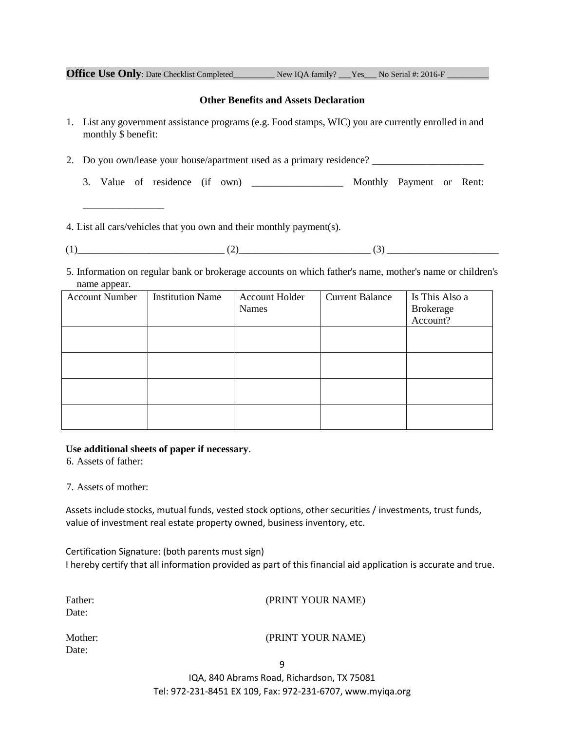**Office Use Only**: Date Checklist Completed_________ New IQA family? ___Yes___ No Serial #: 2016-F _________

**Other Benefits and Assets Declaration**

1. List any government assistance programs (e.g. Food stamps, WIC) you are currently enrolled in and monthly $ benefit:

2. Do you own/lease your house/apartment used as a primary residence? ______________________

3. Value of residence (if own) __________________ Monthly Payment or Rent: ________________

4. List all cars/vehicles that you own and their monthly payment(s).

(1)_____________________________ (2)__________________________ (3) ______________________

5. Information on regular bank or brokerage accounts on which father's name, mother's name or children's name appear.

| Account Number | Institution Name | Account Holder Names | Current Balance | Is This Also a Brokerage Account? |
|---|---|---|---|---|
| | | | | |
| | | | | |
| | | | | |
| | | | | |

**Use additional sheets of paper if necessary**.

6. Assets of father:

7. Assets of mother:

Assets include stocks, mutual funds, vested stock options, other securities / investments, trust funds, value of investment real estate property owned, business inventory, etc.

Certification Signature: (both parents must sign)
I hereby certify that all information provided as part of this financial aid application is accurate and true.

Father: (PRINT YOUR NAME)
Date:

Mother: (PRINT YOUR NAME)
Date:

IQA, 840 Abrams Road, Richardson, TX 75081
Tel: 972-231-8451 EX 109, Fax: 972-231-6707, www.myiqa.org